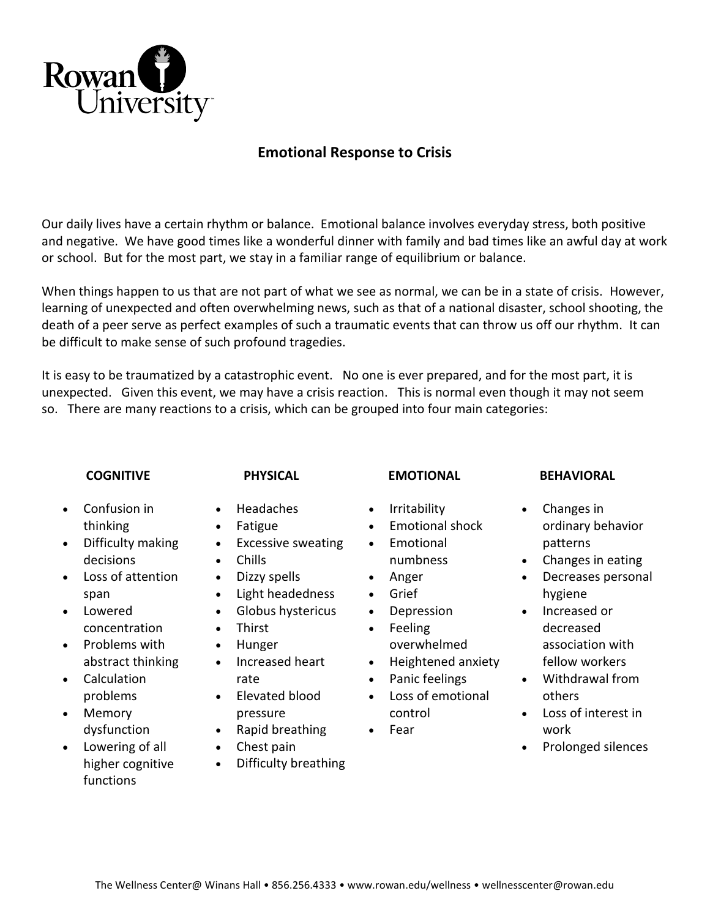Rowan University

## Emotional Response to Crisis

Our daily lives have a certain rhythm or balance. Emotional balance involves everyday stress, both positive and negative. We have good times like a wonderful dinner with family and bad times like an awful day at work or school. But for the most part, we stay in a familiar range of equilibrium or balance.

When things happen to us that are not part of what we see as normal, we can be in a state of crisis. However, learning of unexpected and often overwhelming news, such as that of a national disaster, school shooting, the death of a peer serve as perfect examples of such a traumatic events that can throw us off our rhythm. It can be difficult to make sense of such profound tragedies.

It is easy to be traumatized by a catastrophic event. No one is ever prepared, and for the most part, it is unexpected. Given this event, we may have a crisis reaction. This is normal even though it may not seem so. There are many reactions to a crisis, which can be grouped into four main categories:

**COGNITIVE**

- Confusion in thinking
- Difficulty making decisions
- Loss of attention span
- Lowered concentration
- Problems with abstract thinking
- Calculation problems
- Memory dysfunction
- Lowering of all higher cognitive functions

**PHYSICAL**

- Headaches
- Fatigue
- Excessive sweating
- Chills
- Dizzy spells
- Light headedness
- Globus hystericus
- Thirst
- Hunger
- Increased heart rate
- Elevated blood pressure
- Rapid breathing
- Chest pain
- Difficulty breathing

**EMOTIONAL**

- Irritability
- Emotional shock
- Emotional numbness
- Anger
- Grief
- Depression
- Feeling overwhelmed
- Heightened anxiety
- Panic feelings
- Loss of emotional control
- Fear

**BEHAVIORAL**

- Changes in ordinary behavior patterns
- Changes in eating
- Decreases personal hygiene
- Increased or decreased association with fellow workers
- Withdrawal from others
- Loss of interest in work
- Prolonged silences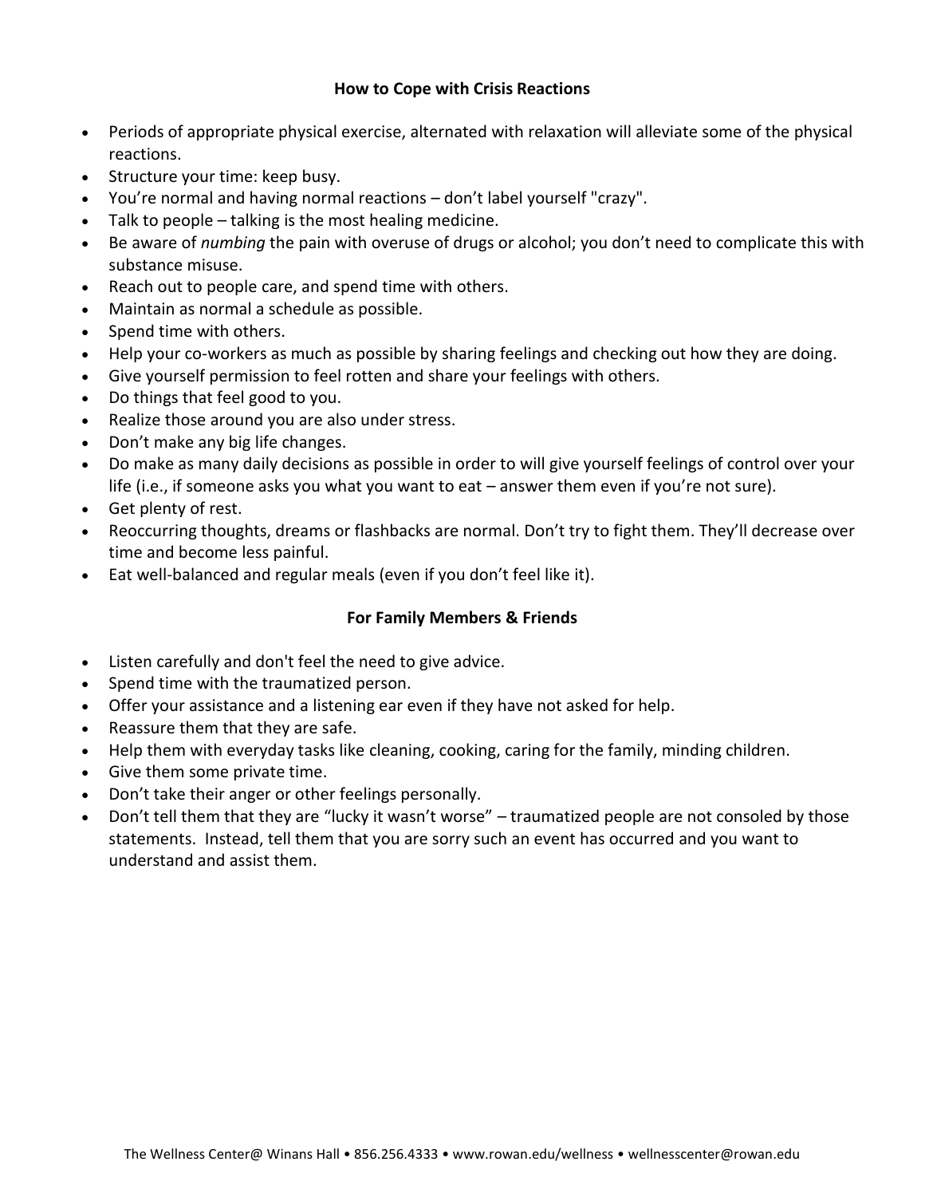## How to Cope with Crisis Reactions

- Periods of appropriate physical exercise, alternated with relaxation will alleviate some of the physical reactions.
- Structure your time: keep busy.
- You're normal and having normal reactions – don't label yourself "crazy".
- Talk to people – talking is the most healing medicine.
- Be aware of *numbing* the pain with overuse of drugs or alcohol; you don't need to complicate this with substance misuse.
- Reach out to people care, and spend time with others.
- Maintain as normal a schedule as possible.
- Spend time with others.
- Help your co-workers as much as possible by sharing feelings and checking out how they are doing.
- Give yourself permission to feel rotten and share your feelings with others.
- Do things that feel good to you.
- Realize those around you are also under stress.
- Don't make any big life changes.
- Do make as many daily decisions as possible in order to will give yourself feelings of control over your life (i.e., if someone asks you what you want to eat – answer them even if you're not sure).
- Get plenty of rest.
- Reoccurring thoughts, dreams or flashbacks are normal. Don't try to fight them. They'll decrease over time and become less painful.
- Eat well-balanced and regular meals (even if you don't feel like it).

## For Family Members & Friends

- Listen carefully and don't feel the need to give advice.
- Spend time with the traumatized person.
- Offer your assistance and a listening ear even if they have not asked for help.
- Reassure them that they are safe.
- Help them with everyday tasks like cleaning, cooking, caring for the family, minding children.
- Give them some private time.
- Don't take their anger or other feelings personally.
- Don't tell them that they are "lucky it wasn't worse" – traumatized people are not consoled by those statements. Instead, tell them that you are sorry such an event has occurred and you want to understand and assist them.